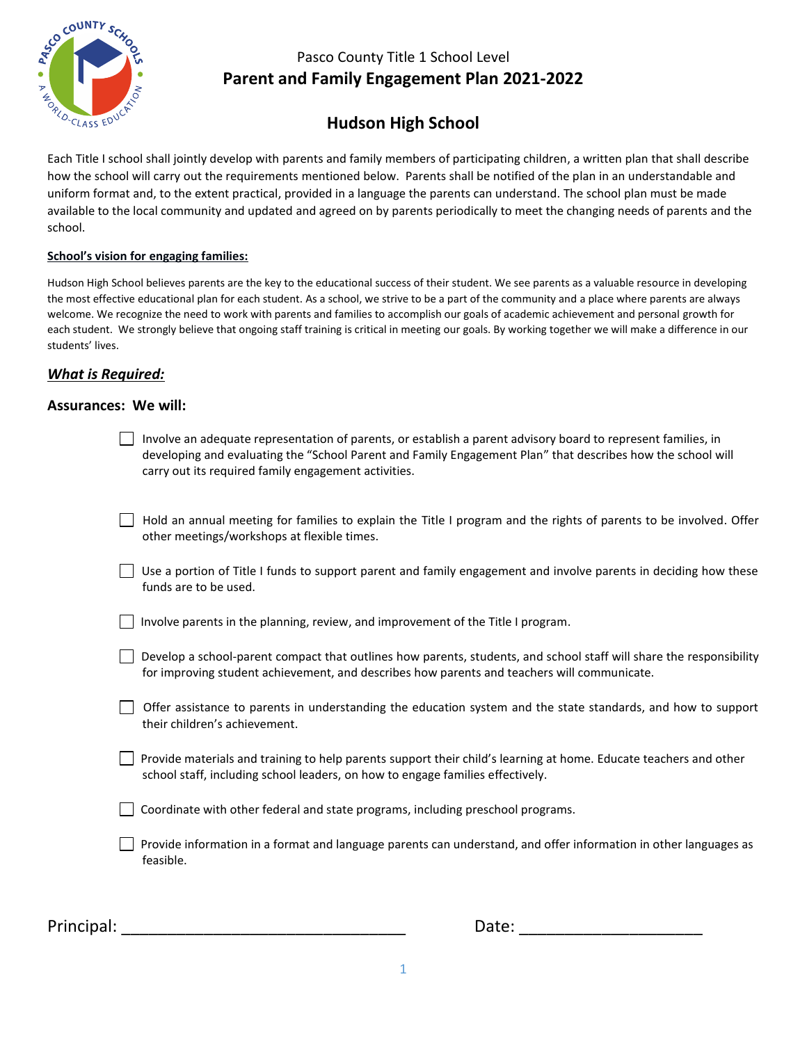Pasco County Title 1 School Level

# Parent and Family Engagement Plan 2021-2022

## Hudson High School

Each Title I school shall jointly develop with parents and family members of participating children, a written plan that shall describe how the school will carry out the requirements mentioned below. Parents shall be notified of the plan in an understandable and uniform format and, to the extent practical, provided in a language the parents can understand. The school plan must be made available to the local community and updated and agreed on by parents periodically to meet the changing needs of parents and the school.

**School's vision for engaging families:**

Hudson High School believes parents are the key to the educational success of their student. We see parents as a valuable resource in developing the most effective educational plan for each student. As a school, we strive to be a part of the community and a place where parents are always welcome. We recognize the need to work with parents and families to accomplish our goals of academic achievement and personal growth for each student. We strongly believe that ongoing staff training is critical in meeting our goals. By working together we will make a difference in our students' lives.

***What is Required:***

**Assurances: We will:**

- [ ] Involve an adequate representation of parents, or establish a parent advisory board to represent families, in developing and evaluating the "School Parent and Family Engagement Plan" that describes how the school will carry out its required family engagement activities.
- [ ] Hold an annual meeting for families to explain the Title I program and the rights of parents to be involved. Offer other meetings/workshops at flexible times.
- [ ] Use a portion of Title I funds to support parent and family engagement and involve parents in deciding how these funds are to be used.
- [ ] Involve parents in the planning, review, and improvement of the Title I program.
- [ ] Develop a school-parent compact that outlines how parents, students, and school staff will share the responsibility for improving student achievement, and describes how parents and teachers will communicate.
- [ ] Offer assistance to parents in understanding the education system and the state standards, and how to support their children's achievement.
- [ ] Provide materials and training to help parents support their child's learning at home. Educate teachers and other school staff, including school leaders, on how to engage families effectively.
- [ ] Coordinate with other federal and state programs, including preschool programs.
- [ ] Provide information in a format and language parents can understand, and offer information in other languages as feasible.

Principal: ______________________________ Date: ____________________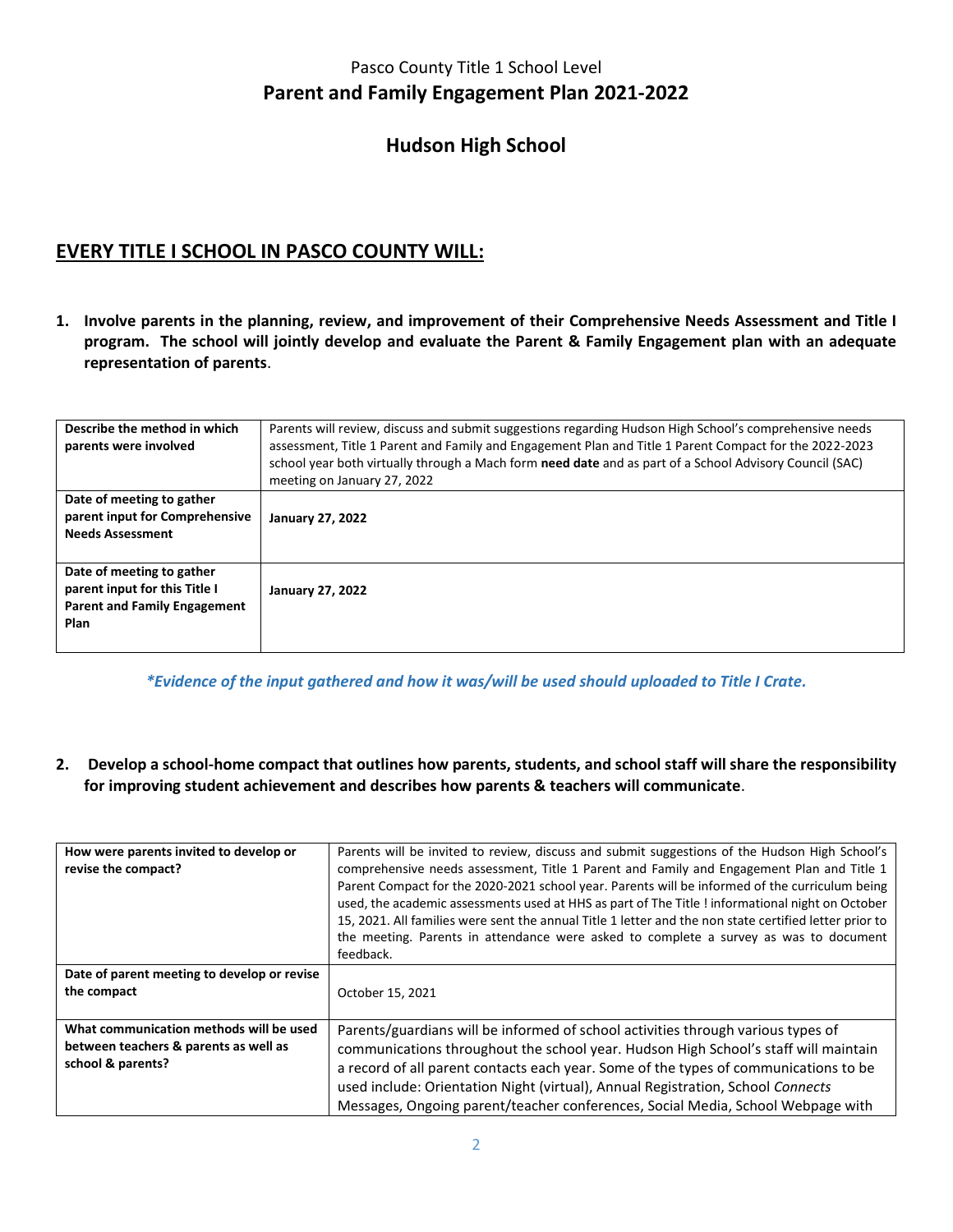Pasco County Title 1 School Level

# Parent and Family Engagement Plan 2021-2022

## Hudson High School

## EVERY TITLE I SCHOOL IN PASCO COUNTY WILL:

**1. Involve parents in the planning, review, and improvement of their Comprehensive Needs Assessment and Title I program. The school will jointly develop and evaluate the Parent & Family Engagement plan with an adequate representation of parents**.

| **Describe the method in which parents were involved** | Parents will review, discuss and submit suggestions regarding Hudson High School's comprehensive needs assessment, Title 1 Parent and Family and Engagement Plan and Title 1 Parent Compact for the 2022-2023 school year both virtually through a Mach form **need date** and as part of a School Advisory Council (SAC) meeting on January 27, 2022 |
|---|---|
| **Date of meeting to gather parent input for Comprehensive Needs Assessment** | **January 27, 2022** |
| **Date of meeting to gather parent input for this Title I Parent and Family Engagement Plan** | **January 27, 2022** |

***\*Evidence of the input gathered and how it was/will be used should uploaded to Title I Crate.***

**2. Develop a school-home compact that outlines how parents, students, and school staff will share the responsibility for improving student achievement and describes how parents & teachers will communicate**.

| **How were parents invited to develop or revise the compact?** | Parents will be invited to review, discuss and submit suggestions of the Hudson High School's comprehensive needs assessment, Title 1 Parent and Family and Engagement Plan and Title 1 Parent Compact for the 2020-2021 school year. Parents will be informed of the curriculum being used, the academic assessments used at HHS as part of The Title ! informational night on October 15, 2021. All families were sent the annual Title 1 letter and the non state certified letter prior to the meeting. Parents in attendance were asked to complete a survey as was to document feedback. |
|---|---|
| **Date of parent meeting to develop or revise the compact** | October 15, 2021 |
| **What communication methods will be used between teachers & parents as well as school & parents?** | Parents/guardians will be informed of school activities through various types of communications throughout the school year. Hudson High School's staff will maintain a record of all parent contacts each year. Some of the types of communications to be used include: Orientation Night (virtual), Annual Registration, School *Connects* Messages, Ongoing parent/teacher conferences, Social Media, School Webpage with |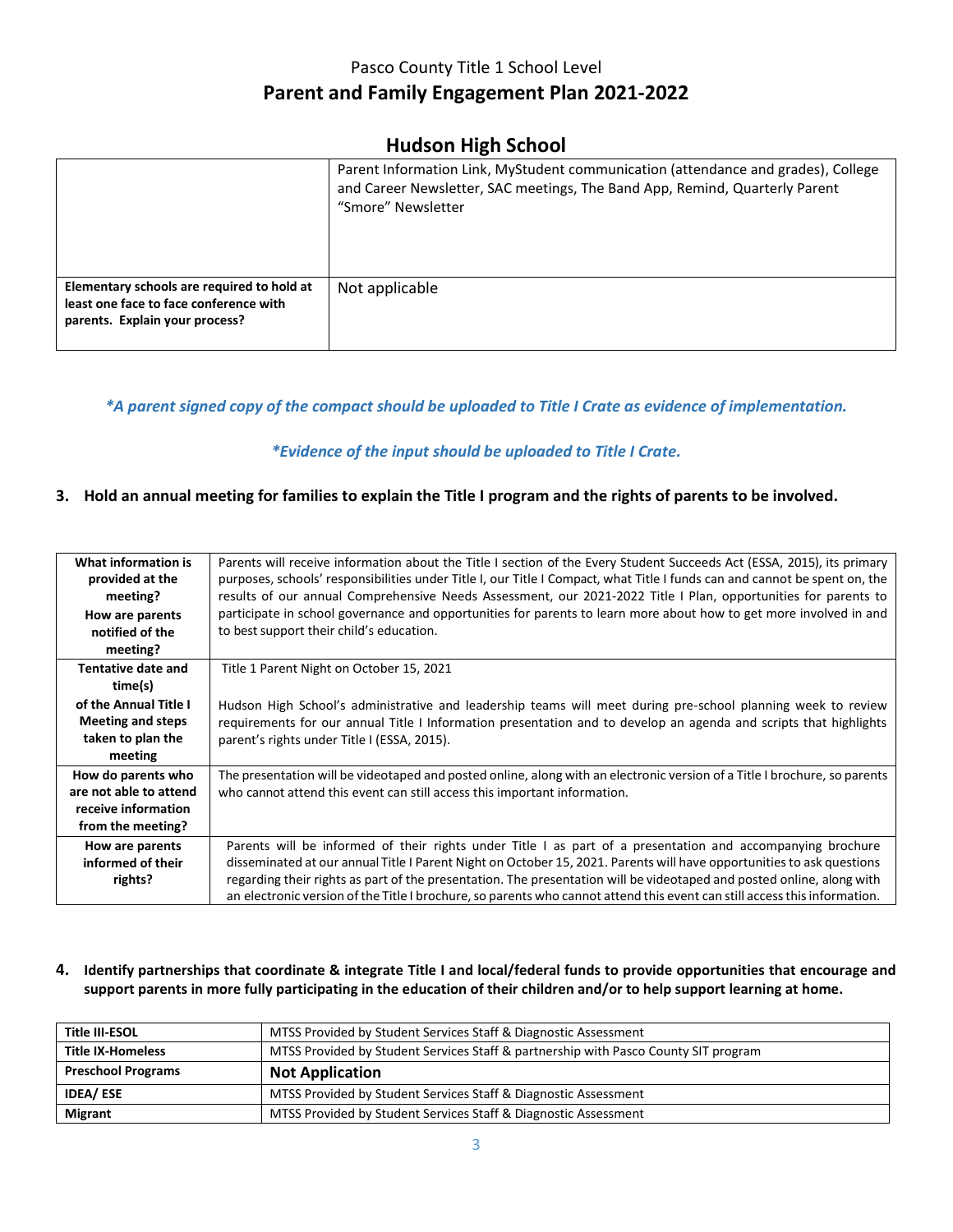Pasco County Title 1 School Level

# Parent and Family Engagement Plan 2021-2022

## Hudson High School

| | |
|---|---|
| | Parent Information Link, MyStudent communication (attendance and grades), College and Career Newsletter, SAC meetings, The Band App, Remind, Quarterly Parent “Smore” Newsletter |
| **Elementary schools are required to hold at least one face to face conference with parents. Explain your process?** | Not applicable |

***A parent signed copy of the compact should be uploaded to Title I Crate as evidence of implementation.***

***Evidence of the input should be uploaded to Title I Crate.***

### 3. Hold an annual meeting for families to explain the Title I program and the rights of parents to be involved.

| | |
|---|---|
| **What information is provided at the meeting? How are parents notified of the meeting?** | Parents will receive information about the Title I section of the Every Student Succeeds Act (ESSA, 2015), its primary purposes, schools’ responsibilities under Title I, our Title I Compact, what Title I funds can and cannot be spent on, the results of our annual Comprehensive Needs Assessment, our 2021-2022 Title I Plan, opportunities for parents to participate in school governance and opportunities for parents to learn more about how to get more involved in and to best support their child’s education. |
| **Tentative date and time(s) of the Annual Title I Meeting and steps taken to plan the meeting** | Title 1 Parent Night on October 15, 2021<br><br>Hudson High School’s administrative and leadership teams will meet during pre-school planning week to review requirements for our annual Title I Information presentation and to develop an agenda and scripts that highlights parent’s rights under Title I (ESSA, 2015). |
| **How do parents who are not able to attend receive information from the meeting?** | The presentation will be videotaped and posted online, along with an electronic version of a Title I brochure, so parents who cannot attend this event can still access this important information. |
| **How are parents informed of their rights?** | Parents will be informed of their rights under Title I as part of a presentation and accompanying brochure disseminated at our annual Title I Parent Night on October 15, 2021. Parents will have opportunities to ask questions regarding their rights as part of the presentation. The presentation will be videotaped and posted online, along with an electronic version of the Title I brochure, so parents who cannot attend this event can still access this information. |

### 4. Identify partnerships that coordinate & integrate Title I and local/federal funds to provide opportunities that encourage and support parents in more fully participating in the education of their children and/or to help support learning at home.

| | |
|---|---|
| **Title III-ESOL** | MTSS Provided by Student Services Staff & Diagnostic Assessment |
| **Title IX-Homeless** | MTSS Provided by Student Services Staff & partnership with Pasco County SIT program |
| **Preschool Programs** | **Not Application** |
| **IDEA/ ESE** | MTSS Provided by Student Services Staff & Diagnostic Assessment |
| **Migrant** | MTSS Provided by Student Services Staff & Diagnostic Assessment |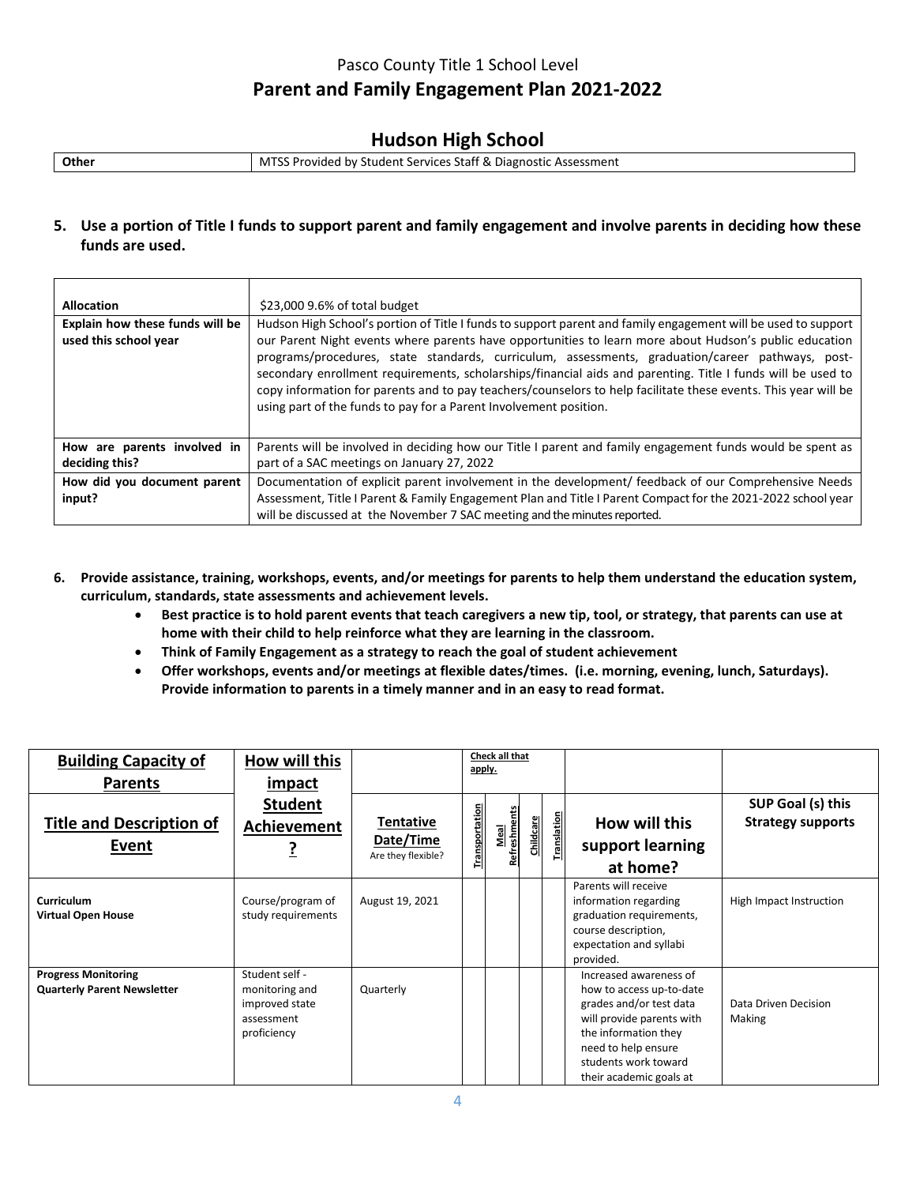## Hudson High School

| Other | MTSS Provided by Student Services Staff & Diagnostic Assessment |
|---|---|

**5. Use a portion of Title I funds to support parent and family engagement and involve parents in deciding how these funds are used.**

| Allocation | $23,000 9.6% of total budget |
|---|---|
| Explain how these funds will be used this school year | Hudson High School's portion of Title I funds to support parent and family engagement will be used to support our Parent Night events where parents have opportunities to learn more about Hudson's public education programs/procedures, state standards, curriculum, assessments, graduation/career pathways, post-secondary enrollment requirements, scholarships/financial aids and parenting. Title I funds will be used to copy information for parents and to pay teachers/counselors to help facilitate these events. This year will be using part of the funds to pay for a Parent Involvement position. |
| How are parents involved in deciding this? | Parents will be involved in deciding how our Title I parent and family engagement funds would be spent as part of a SAC meetings on January 27, 2022 |
| How did you document parent input? | Documentation of explicit parent involvement in the development/ feedback of our Comprehensive Needs Assessment, Title I Parent & Family Engagement Plan and Title I Parent Compact for the 2021-2022 school year will be discussed at the November 7 SAC meeting and the minutes reported. |

**6. Provide assistance, training, workshops, events, and/or meetings for parents to help them understand the education system, curriculum, standards, state assessments and achievement levels.**

- **Best practice is to hold parent events that teach caregivers a new tip, tool, or strategy, that parents can use at home with their child to help reinforce what they are learning in the classroom.**
- **Think of Family Engagement as a strategy to reach the goal of student achievement**
- **Offer workshops, events and/or meetings at flexible dates/times. (i.e. morning, evening, lunch, Saturdays). Provide information to parents in a timely manner and in an easy to read format.**

| Building Capacity of Parents | How will this impact | | Check all that apply. | | | | | |
|---|---|---|---|---|---|---|---|---|
| **Title and Description of Event** | **Student Achievement ?** | **Tentative Date/Time** Are they flexible? | Transportation | Meal Refreshments | Childcare | Translation | **How will this support learning at home?** | **SUP Goal (s) this Strategy supports** |
| **Curriculum Virtual Open House** | Course/program of study requirements | August 19, 2021 | | | | | Parents will receive information regarding graduation requirements, course description, expectation and syllabi provided. | High Impact Instruction |
| **Progress Monitoring Quarterly Parent Newsletter** | Student self - monitoring and improved state assessment proficiency | Quarterly | | | | | Increased awareness of how to access up-to-date grades and/or test data will provide parents with the information they need to help ensure students work toward their academic goals at | Data Driven Decision Making |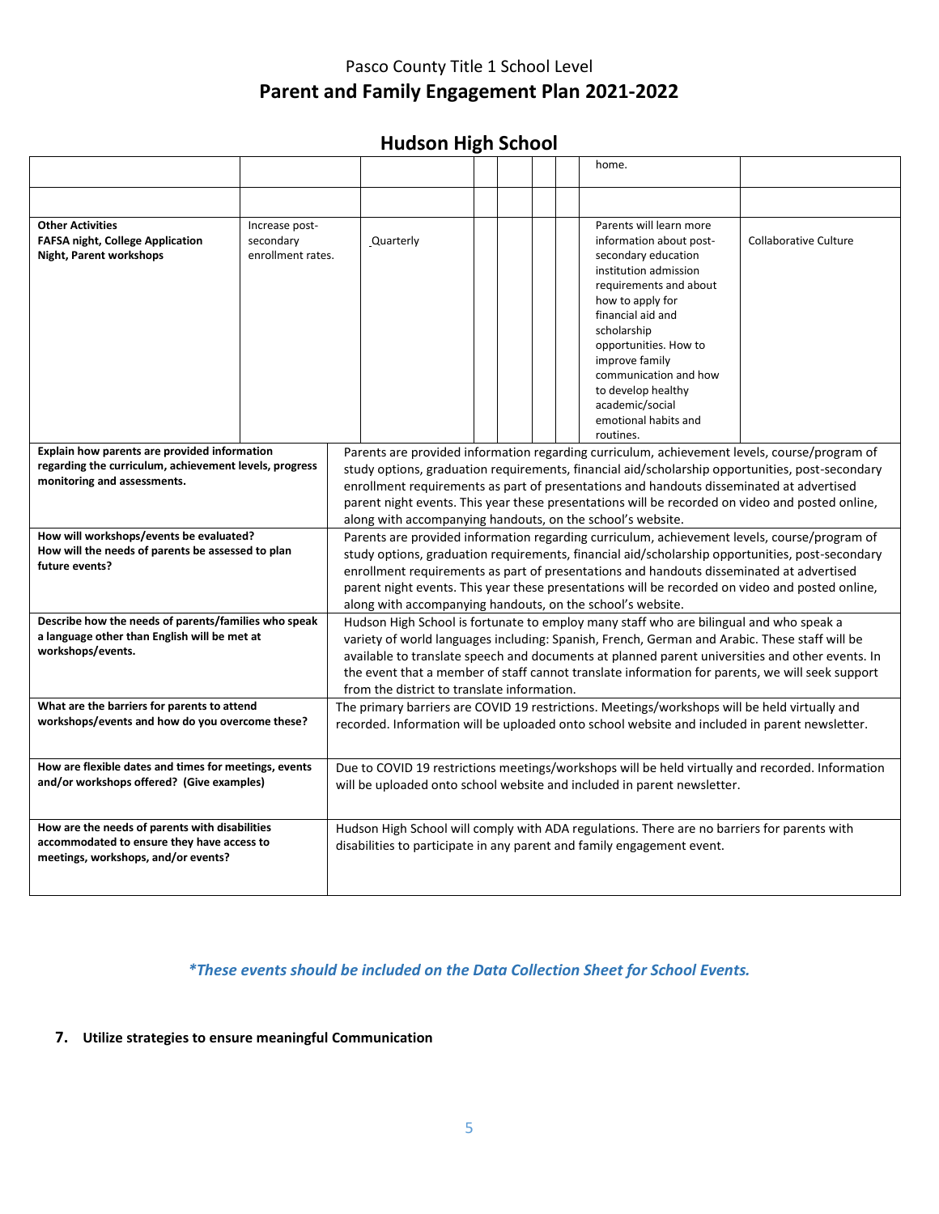Pasco County Title 1 School Level

# Parent and Family Engagement Plan 2021-2022

## Hudson High School

| | | | | | | | | |
|---|---|---|---|---|---|---|---|---|
| | | | | | | | home. | |
| | | | | | | | | |
| **Other Activities** **FAFSA night, College Application Night, Parent workshops** | Increase post-secondary enrollment rates. | Quarterly | | | | | Parents will learn more information about post-secondary education institution admission requirements and about how to apply for financial aid and scholarship opportunities. How to improve family communication and how to develop healthy academic/social emotional habits and routines. | Collaborative Culture |

| | |
|---|---|
| **Explain how parents are provided information regarding the curriculum, achievement levels, progress monitoring and assessments.** | Parents are provided information regarding curriculum, achievement levels, course/program of study options, graduation requirements, financial aid/scholarship opportunities, post-secondary enrollment requirements as part of presentations and handouts disseminated at advertised parent night events. This year these presentations will be recorded on video and posted online, along with accompanying handouts, on the school's website. |
| **How will workshops/events be evaluated? How will the needs of parents be assessed to plan future events?** | Parents are provided information regarding curriculum, achievement levels, course/program of study options, graduation requirements, financial aid/scholarship opportunities, post-secondary enrollment requirements as part of presentations and handouts disseminated at advertised parent night events. This year these presentations will be recorded on video and posted online, along with accompanying handouts, on the school's website. |
| **Describe how the needs of parents/families who speak a language other than English will be met at workshops/events.** | Hudson High School is fortunate to employ many staff who are bilingual and who speak a variety of world languages including: Spanish, French, German and Arabic. These staff will be available to translate speech and documents at planned parent universities and other events. In the event that a member of staff cannot translate information for parents, we will seek support from the district to translate information. |
| **What are the barriers for parents to attend workshops/events and how do you overcome these?** | The primary barriers are COVID 19 restrictions. Meetings/workshops will be held virtually and recorded. Information will be uploaded onto school website and included in parent newsletter. |
| **How are flexible dates and times for meetings, events and/or workshops offered? (Give examples)** | Due to COVID 19 restrictions meetings/workshops will be held virtually and recorded. Information will be uploaded onto school website and included in parent newsletter. |
| **How are the needs of parents with disabilities accommodated to ensure they have access to meetings, workshops, and/or events?** | Hudson High School will comply with ADA regulations. There are no barriers for parents with disabilities to participate in any parent and family engagement event. |

***These events should be included on the Data Collection Sheet for School Events.***

**7. Utilize strategies to ensure meaningful Communication**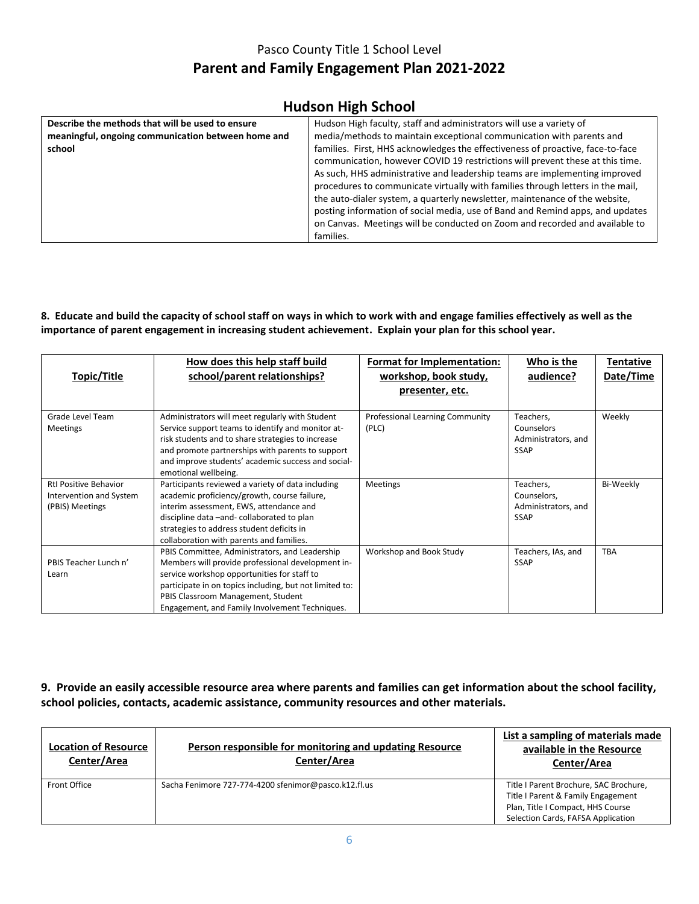Pasco County Title 1 School Level

# Parent and Family Engagement Plan 2021-2022

## Hudson High School

| **Describe the methods that will be used to ensure meaningful, ongoing communication between home and school** | Hudson High faculty, staff and administrators will use a variety of media/methods to maintain exceptional communication with parents and families. First, HHS acknowledges the effectiveness of proactive, face-to-face communication, however COVID 19 restrictions will prevent these at this time. As such, HHS administrative and leadership teams are implementing improved procedures to communicate virtually with families through letters in the mail, the auto-dialer system, a quarterly newsletter, maintenance of the website, posting information of social media, use of Band and Remind apps, and updates on Canvas. Meetings will be conducted on Zoom and recorded and available to families. |
|---|---|

**8. Educate and build the capacity of school staff on ways in which to work with and engage families effectively as well as the importance of parent engagement in increasing student achievement. Explain your plan for this school year.**

| Topic/Title | How does this help staff build school/parent relationships? | Format for Implementation: workshop, book study, presenter, etc. | Who is the audience? | Tentative Date/Time |
|---|---|---|---|---|
| Grade Level Team Meetings | Administrators will meet regularly with Student Service support teams to identify and monitor at-risk students and to share strategies to increase and promote partnerships with parents to support and improve students' academic success and social-emotional wellbeing. | Professional Learning Community (PLC) | Teachers, Counselors Administrators, and SSAP | Weekly |
| RtI Positive Behavior Intervention and System (PBIS) Meetings | Participants reviewed a variety of data including academic proficiency/growth, course failure, interim assessment, EWS, attendance and discipline data –and- collaborated to plan strategies to address student deficits in collaboration with parents and families. | Meetings | Teachers, Counselors, Administrators, and SSAP | Bi-Weekly |
| PBIS Teacher Lunch n' Learn | PBIS Committee, Administrators, and Leadership Members will provide professional development in-service workshop opportunities for staff to participate in on topics including, but not limited to: PBIS Classroom Management, Student Engagement, and Family Involvement Techniques. | Workshop and Book Study | Teachers, IAs, and SSAP | TBA |

**9. Provide an easily accessible resource area where parents and families can get information about the school facility, school policies, contacts, academic assistance, community resources and other materials.**

| Location of Resource Center/Area | Person responsible for monitoring and updating Resource Center/Area | List a sampling of materials made available in the Resource Center/Area |
|---|---|---|
| Front Office | Sacha Fenimore 727-774-4200 sfenimor@pasco.k12.fl.us | Title I Parent Brochure, SAC Brochure, Title I Parent & Family Engagement Plan, Title I Compact, HHS Course Selection Cards, FAFSA Application |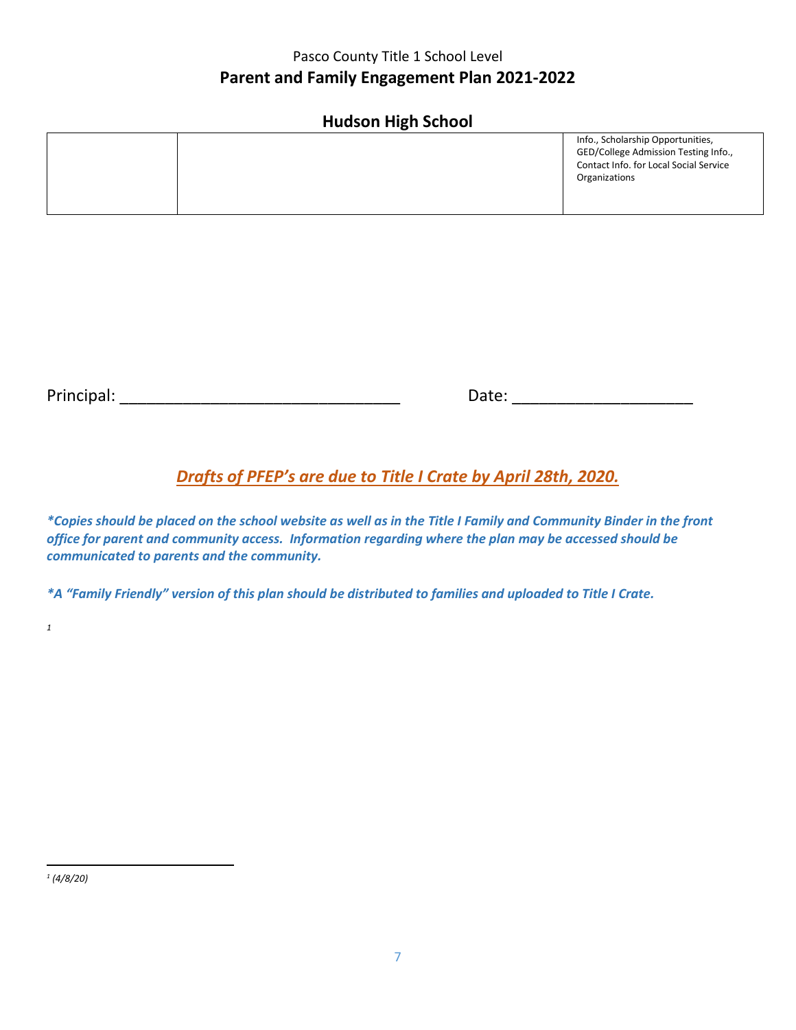Pasco County Title 1 School Level

**Parent and Family Engagement Plan 2021-2022**

**Hudson High School**

| | | |
|---|---|---|
| | | Info., Scholarship Opportunities, GED/College Admission Testing Info., Contact Info. for Local Social Service Organizations |

Principal: ______________________________ Date: ___________________

***Drafts of PFEP's are due to Title I Crate by April 28th, 2020.***

***\*Copies should be placed on the school website as well as in the Title I Family and Community Binder in the front office for parent and community access. Information regarding where the plan may be accessed should be communicated to parents and the community.***

***\*A "Family Friendly" version of this plan should be distributed to families and uploaded to Title I Crate.***

*[1]*

*[1] (4/8/20)*